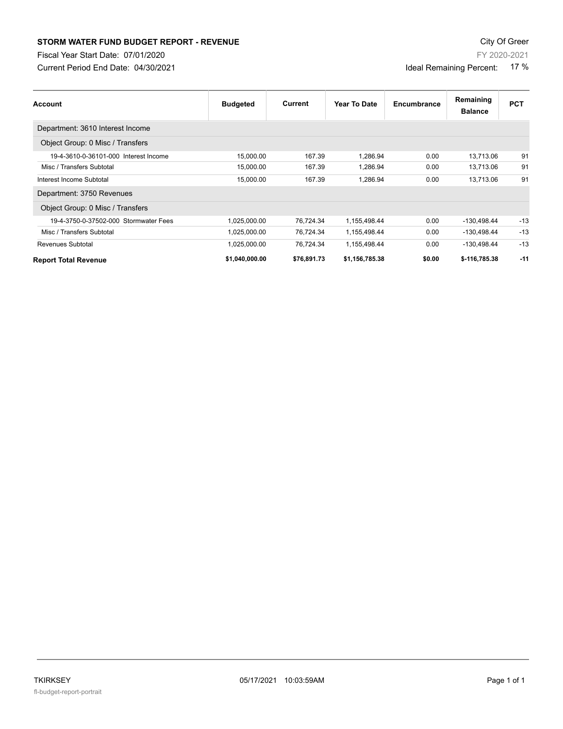# STORM WATER FUND BUDGET REPORT - REVENUE

City Of Greer

Fiscal Year Start Date: 07/01/2020

FY 2020-2021

Current Period End Date: 04/30/2021

Ideal Remaining Percent: 17 %

| Account | Budgeted | Current | Year To Date | Encumbrance | Remaining Balance | PCT |
|---|---|---|---|---|---|---|
| Department: 3610 Interest Income | | | | | | |
| Object Group: 0 Misc / Transfers | | | | | | |
| 19-4-3610-0-36101-000 Interest Income | 15,000.00 | 167.39 | 1,286.94 | 0.00 | 13,713.06 | 91 |
| Misc / Transfers Subtotal | 15,000.00 | 167.39 | 1,286.94 | 0.00 | 13,713.06 | 91 |
| Interest Income Subtotal | 15,000.00 | 167.39 | 1,286.94 | 0.00 | 13,713.06 | 91 |
| Department: 3750 Revenues | | | | | | |
| Object Group: 0 Misc / Transfers | | | | | | |
| 19-4-3750-0-37502-000 Stormwater Fees | 1,025,000.00 | 76,724.34 | 1,155,498.44 | 0.00 | -130,498.44 | -13 |
| Misc / Transfers Subtotal | 1,025,000.00 | 76,724.34 | 1,155,498.44 | 0.00 | -130,498.44 | -13 |
| Revenues Subtotal | 1,025,000.00 | 76,724.34 | 1,155,498.44 | 0.00 | -130,498.44 | -13 |
| **Report Total Revenue** | **$1,040,000.00** | **$76,891.73** | **$1,156,785.38** | **$0.00** | **$-116,785.38** | **-11** |

TKIRKSEY 05/17/2021 10:03:59AM

fl-budget-report-portrait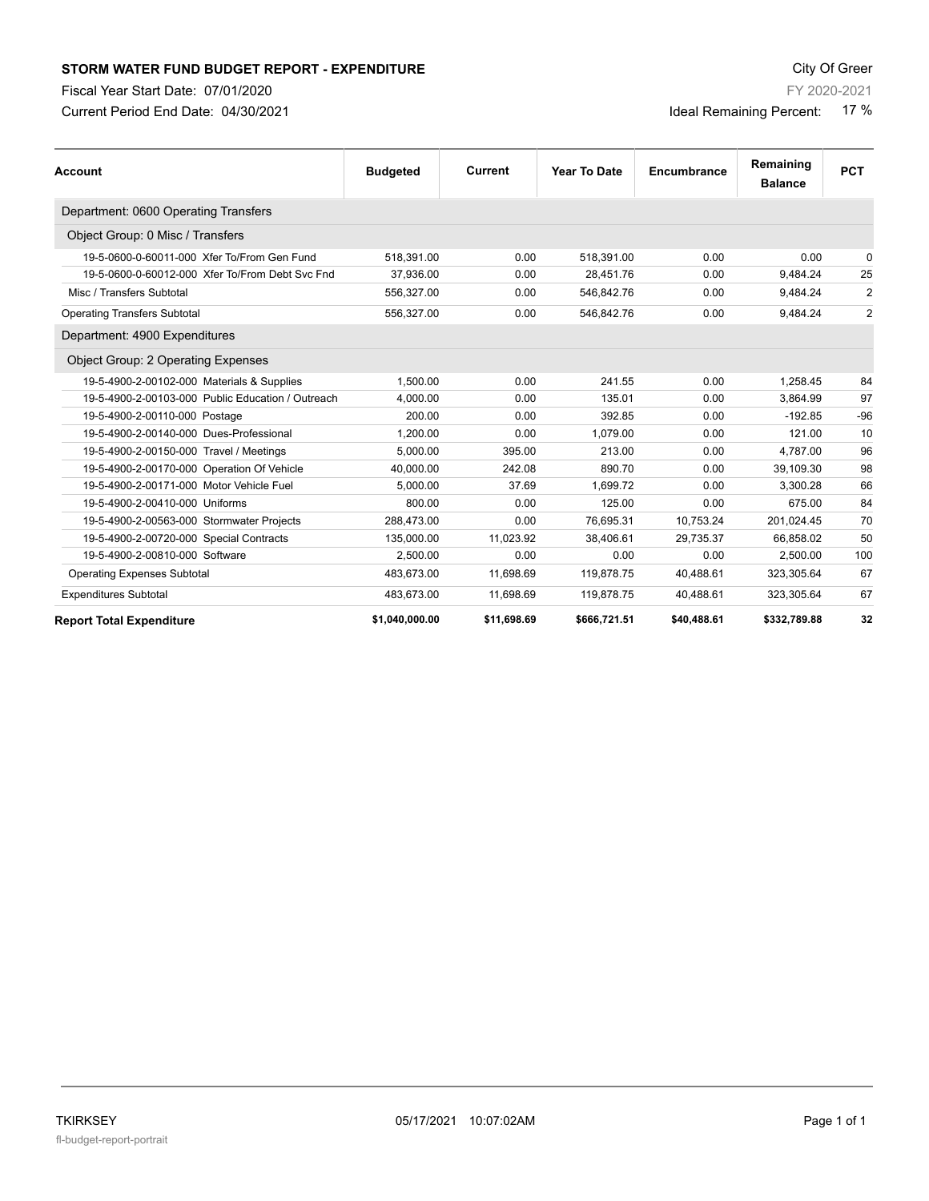**STORM WATER FUND BUDGET REPORT - EXPENDITURE**

City Of Greer

Fiscal Year Start Date: 07/01/2020

FY 2020-2021

Current Period End Date: 04/30/2021

Ideal Remaining Percent: 17 %

| Account | Budgeted | Current | Year To Date | Encumbrance | Remaining Balance | PCT |
|---|---|---|---|---|---|---|
| Department: 0600 Operating Transfers | | | | | | |
| Object Group: 0 Misc / Transfers | | | | | | |
| 19-5-0600-0-60011-000 Xfer To/From Gen Fund | 518,391.00 | 0.00 | 518,391.00 | 0.00 | 0.00 | 0 |
| 19-5-0600-0-60012-000 Xfer To/From Debt Svc Fnd | 37,936.00 | 0.00 | 28,451.76 | 0.00 | 9,484.24 | 25 |
| Misc / Transfers Subtotal | 556,327.00 | 0.00 | 546,842.76 | 0.00 | 9,484.24 | 2 |
| Operating Transfers Subtotal | 556,327.00 | 0.00 | 546,842.76 | 0.00 | 9,484.24 | 2 |
| Department: 4900 Expenditures | | | | | | |
| Object Group: 2 Operating Expenses | | | | | | |
| 19-5-4900-2-00102-000 Materials & Supplies | 1,500.00 | 0.00 | 241.55 | 0.00 | 1,258.45 | 84 |
| 19-5-4900-2-00103-000 Public Education / Outreach | 4,000.00 | 0.00 | 135.01 | 0.00 | 3,864.99 | 97 |
| 19-5-4900-2-00110-000 Postage | 200.00 | 0.00 | 392.85 | 0.00 | -192.85 | -96 |
| 19-5-4900-2-00140-000 Dues-Professional | 1,200.00 | 0.00 | 1,079.00 | 0.00 | 121.00 | 10 |
| 19-5-4900-2-00150-000 Travel / Meetings | 5,000.00 | 395.00 | 213.00 | 0.00 | 4,787.00 | 96 |
| 19-5-4900-2-00170-000 Operation Of Vehicle | 40,000.00 | 242.08 | 890.70 | 0.00 | 39,109.30 | 98 |
| 19-5-4900-2-00171-000 Motor Vehicle Fuel | 5,000.00 | 37.69 | 1,699.72 | 0.00 | 3,300.28 | 66 |
| 19-5-4900-2-00410-000 Uniforms | 800.00 | 0.00 | 125.00 | 0.00 | 675.00 | 84 |
| 19-5-4900-2-00563-000 Stormwater Projects | 288,473.00 | 0.00 | 76,695.31 | 10,753.24 | 201,024.45 | 70 |
| 19-5-4900-2-00720-000 Special Contracts | 135,000.00 | 11,023.92 | 38,406.61 | 29,735.37 | 66,858.02 | 50 |
| 19-5-4900-2-00810-000 Software | 2,500.00 | 0.00 | 0.00 | 0.00 | 2,500.00 | 100 |
| Operating Expenses Subtotal | 483,673.00 | 11,698.69 | 119,878.75 | 40,488.61 | 323,305.64 | 67 |
| Expenditures Subtotal | 483,673.00 | 11,698.69 | 119,878.75 | 40,488.61 | 323,305.64 | 67 |
| **Report Total Expenditure** | **$1,040,000.00** | **$11,698.69** | **$666,721.51** | **$40,488.61** | **$332,789.88** | **32** |

TKIRKSEY 05/17/2021 10:07:02AM

fl-budget-report-portrait